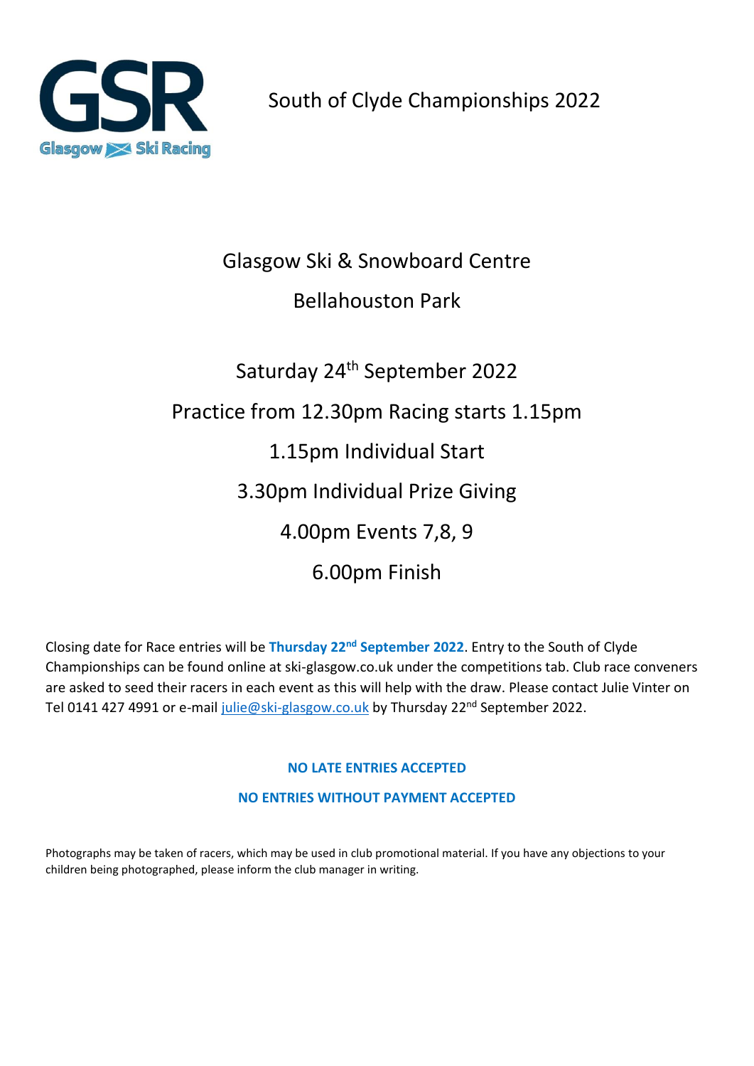GSR Glasgow Ski Racing

# South of Clyde Championships 2022

## Glasgow Ski & Snowboard Centre

## Bellahouston Park

## Saturday 24th September 2022

## Practice from 12.30pm Racing starts 1.15pm

## 1.15pm Individual Start

## 3.30pm Individual Prize Giving

## 4.00pm Events 7,8, 9

## 6.00pm Finish

Closing date for Race entries will be **Thursday 22nd September 2022**. Entry to the South of Clyde Championships can be found online at ski-glasgow.co.uk under the competitions tab. Club race conveners are asked to seed their racers in each event as this will help with the draw. Please contact Julie Vinter on Tel 0141 427 4991 or e-mail julie@ski-glasgow.co.uk by Thursday 22nd September 2022.

**NO LATE ENTRIES ACCEPTED**

**NO ENTRIES WITHOUT PAYMENT ACCEPTED**

Photographs may be taken of racers, which may be used in club promotional material. If you have any objections to your children being photographed, please inform the club manager in writing.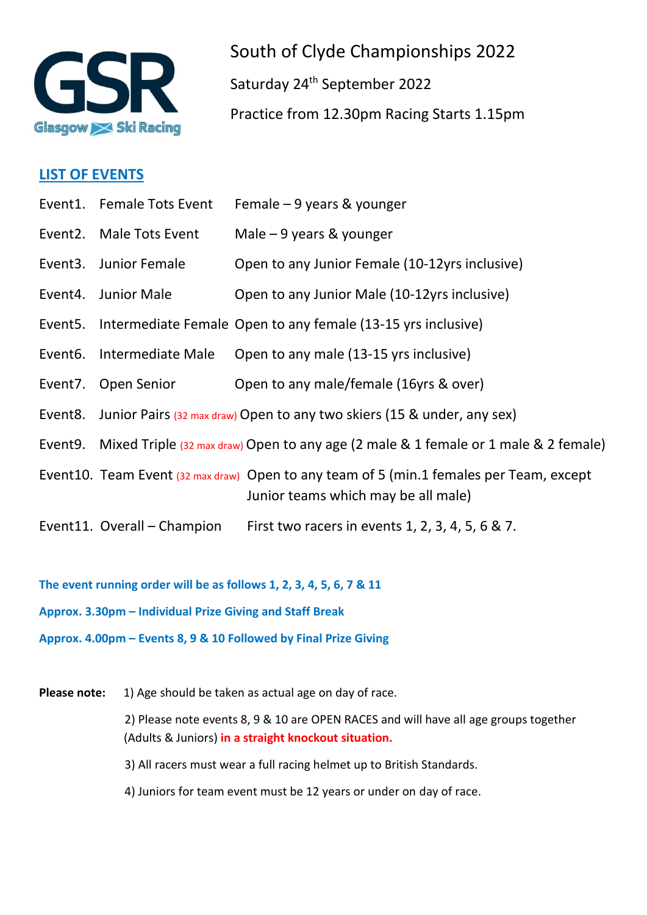GSR
Glasgow Ski Racing

# South of Clyde Championships 2022

Saturday 24th September 2022

Practice from 12.30pm Racing Starts 1.15pm

## LIST OF EVENTS

| | | |
|---|---|---|
| Event1. | Female Tots Event | Female – 9 years & younger |
| Event2. | Male Tots Event | Male – 9 years & younger |
| Event3. | Junior Female | Open to any Junior Female (10-12yrs inclusive) |
| Event4. | Junior Male | Open to any Junior Male (10-12yrs inclusive) |
| Event5. | Intermediate Female | Open to any female (13-15 yrs inclusive) |
| Event6. | Intermediate Male | Open to any male (13-15 yrs inclusive) |
| Event7. | Open Senior | Open to any male/female (16yrs & over) |
| Event8. | Junior Pairs (32 max draw) | Open to any two skiers (15 & under, any sex) |
| Event9. | Mixed Triple (32 max draw) | Open to any age (2 male & 1 female or 1 male & 2 female) |
| Event10. | Team Event (32 max draw) | Open to any team of 5 (min.1 females per Team, except Junior teams which may be all male) |
| Event11. | Overall – Champion | First two racers in events 1, 2, 3, 4, 5, 6 & 7. |

**The event running order will be as follows 1, 2, 3, 4, 5, 6, 7 & 11**

**Approx. 3.30pm – Individual Prize Giving and Staff Break**

**Approx. 4.00pm – Events 8, 9 & 10 Followed by Final Prize Giving**

**Please note:**

1) Age should be taken as actual age on day of race.

2) Please note events 8, 9 & 10 are OPEN RACES and will have all age groups together (Adults & Juniors) **in a straight knockout situation.**

3) All racers must wear a full racing helmet up to British Standards.

4) Juniors for team event must be 12 years or under on day of race.